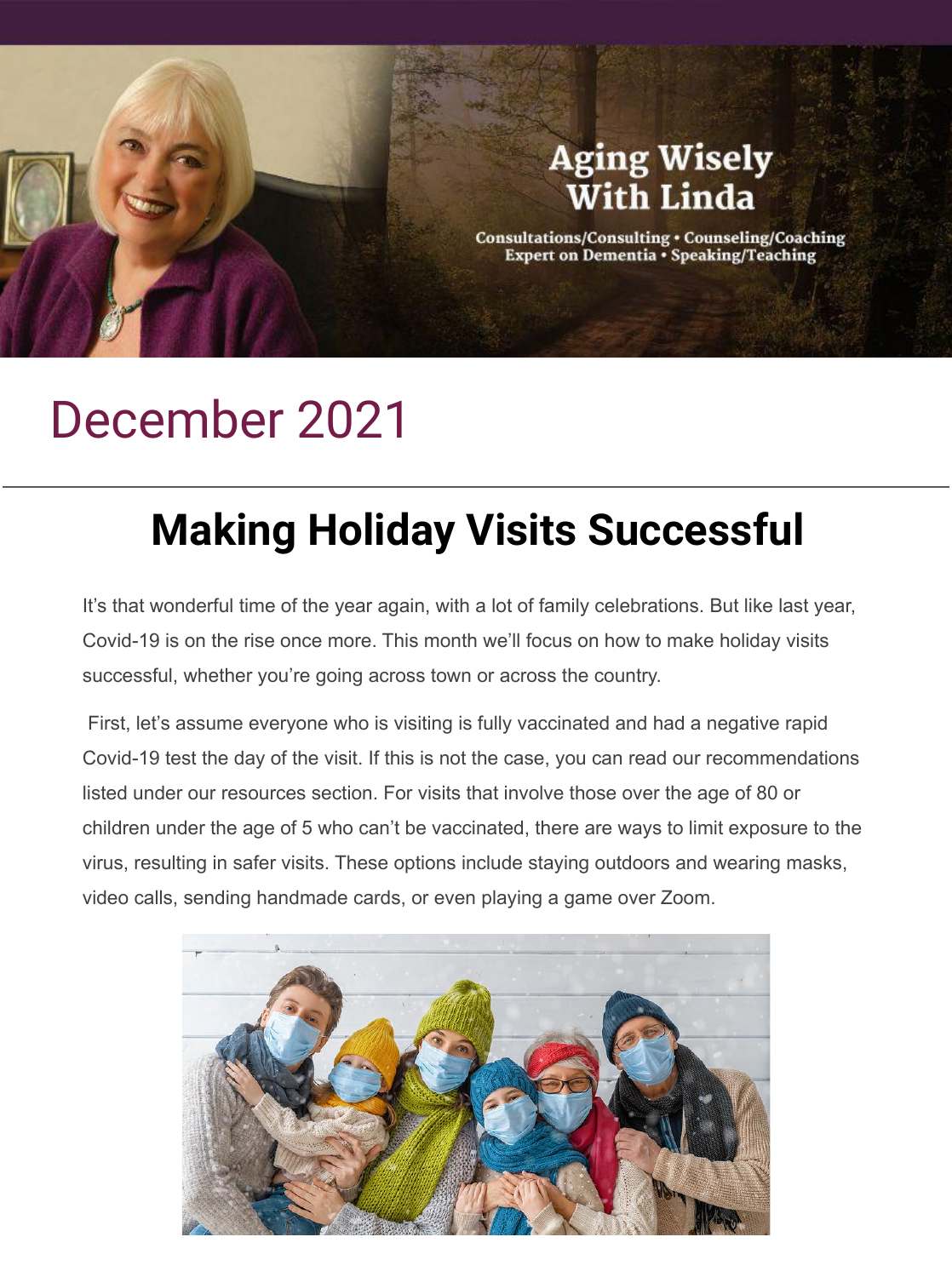Aging Wisely With Linda

Consultations/Consulting • Counseling/Coaching
Expert on Dementia • Speaking/Teaching

# December 2021

---

## Making Holiday Visits Successful

It's that wonderful time of the year again, with a lot of family celebrations. But like last year, Covid-19 is on the rise once more. This month we'll focus on how to make holiday visits successful, whether you're going across town or across the country.

First, let's assume everyone who is visiting is fully vaccinated and had a negative rapid Covid-19 test the day of the visit. If this is not the case, you can read our recommendations listed under our resources section. For visits that involve those over the age of 80 or children under the age of 5 who can't be vaccinated, there are ways to limit exposure to the virus, resulting in safer visits. These options include staying outdoors and wearing masks, video calls, sending handmade cards, or even playing a game over Zoom.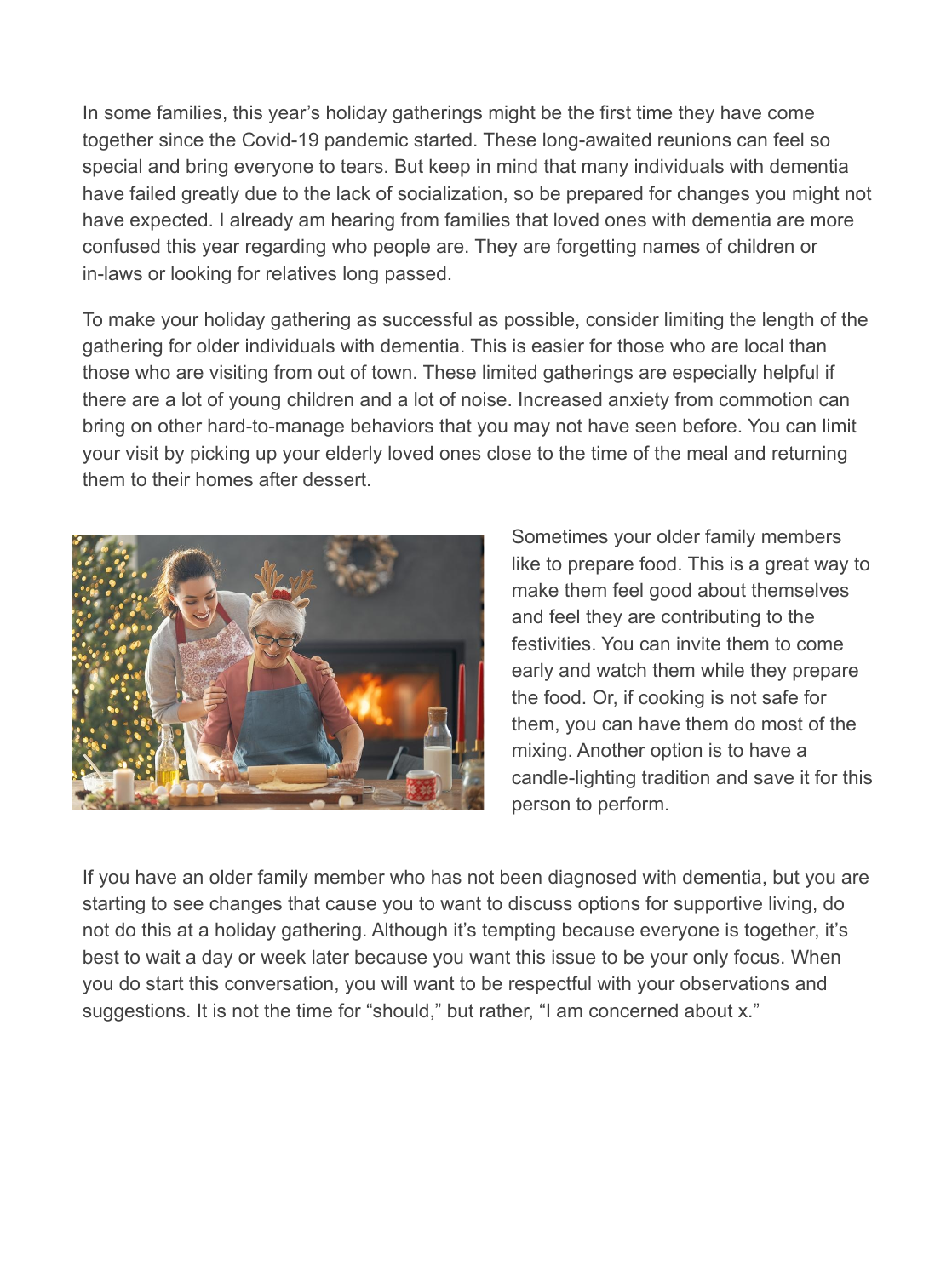In some families, this year's holiday gatherings might be the first time they have come together since the Covid-19 pandemic started. These long-awaited reunions can feel so special and bring everyone to tears. But keep in mind that many individuals with dementia have failed greatly due to the lack of socialization, so be prepared for changes you might not have expected. I already am hearing from families that loved ones with dementia are more confused this year regarding who people are. They are forgetting names of children or in-laws or looking for relatives long passed.

To make your holiday gathering as successful as possible, consider limiting the length of the gathering for older individuals with dementia. This is easier for those who are local than those who are visiting from out of town. These limited gatherings are especially helpful if there are a lot of young children and a lot of noise. Increased anxiety from commotion can bring on other hard-to-manage behaviors that you may not have seen before. You can limit your visit by picking up your elderly loved ones close to the time of the meal and returning them to their homes after dessert.

Sometimes your older family members like to prepare food. This is a great way to make them feel good about themselves and feel they are contributing to the festivities. You can invite them to come early and watch them while they prepare the food. Or, if cooking is not safe for them, you can have them do most of the mixing. Another option is to have a candle-lighting tradition and save it for this person to perform.

If you have an older family member who has not been diagnosed with dementia, but you are starting to see changes that cause you to want to discuss options for supportive living, do not do this at a holiday gathering. Although it's tempting because everyone is together, it's best to wait a day or week later because you want this issue to be your only focus. When you do start this conversation, you will want to be respectful with your observations and suggestions. It is not the time for "should," but rather, "I am concerned about x."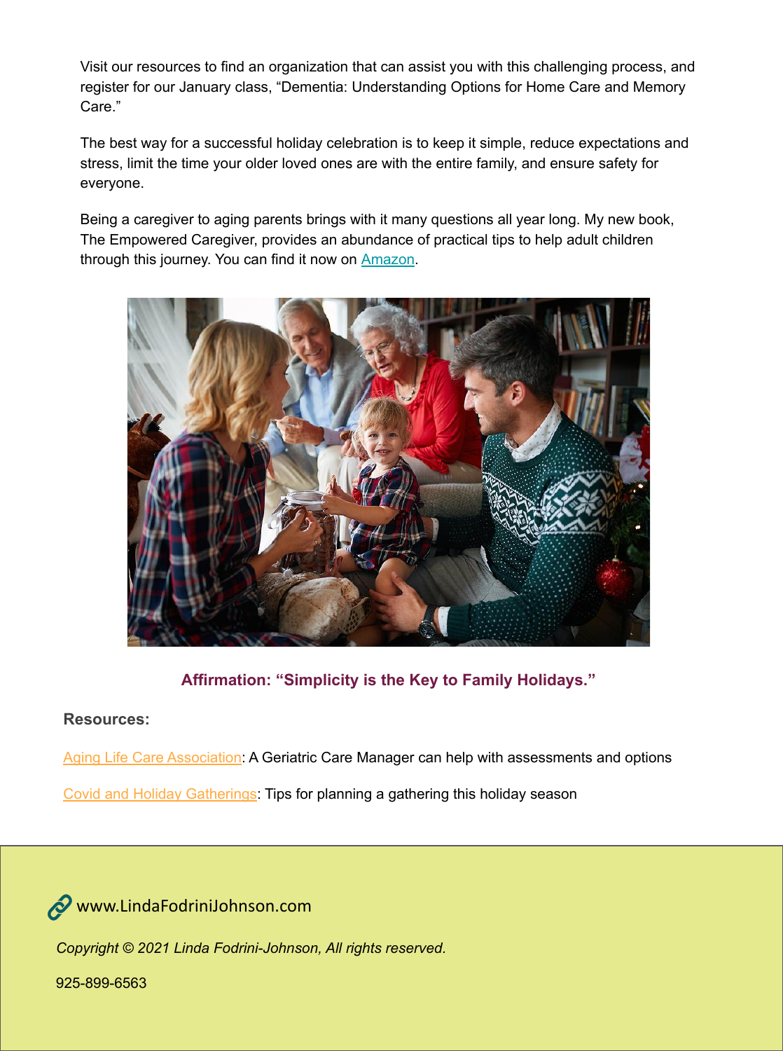Visit our resources to find an organization that can assist you with this challenging process, and register for our January class, "Dementia: Understanding Options for Home Care and Memory Care."

The best way for a successful holiday celebration is to keep it simple, reduce expectations and stress, limit the time your older loved ones are with the entire family, and ensure safety for everyone.

Being a caregiver to aging parents brings with it many questions all year long. My new book, The Empowered Caregiver, provides an abundance of practical tips to help adult children through this journey. You can find it now on Amazon.

**Affirmation: "Simplicity is the Key to Family Holidays."**

**Resources:**

Aging Life Care Association: A Geriatric Care Manager can help with assessments and options

Covid and Holiday Gatherings: Tips for planning a gathering this holiday season

www.LindaFodriniJohnson.com

*Copyright © 2021 Linda Fodrini-Johnson, All rights reserved.*

925-899-6563